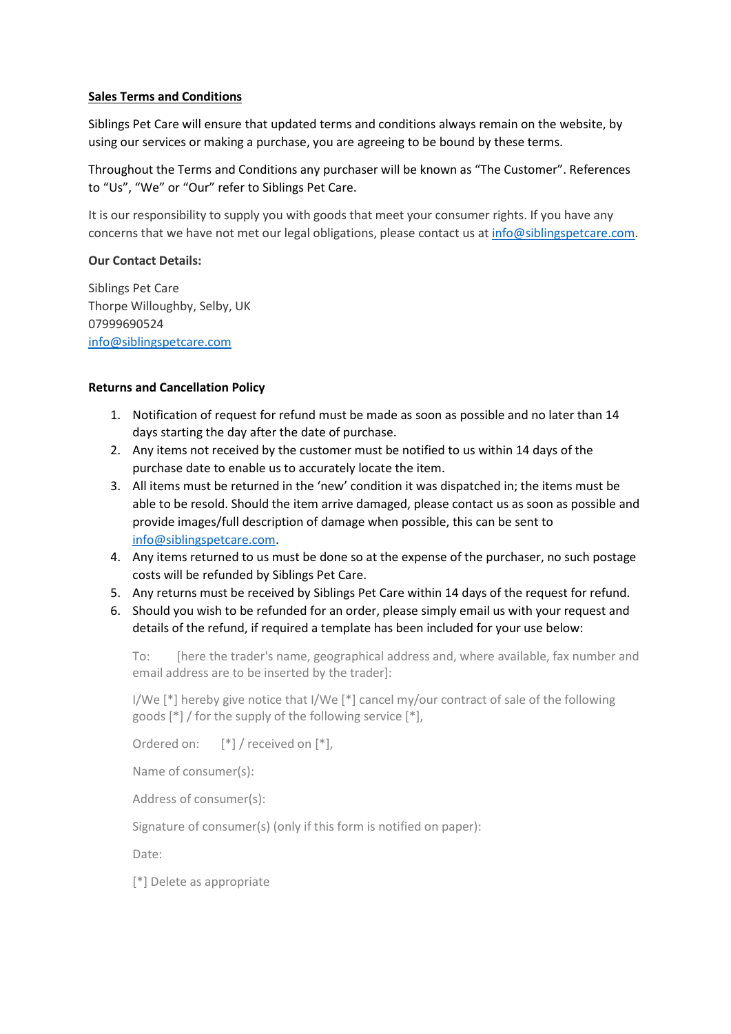**Sales Terms and Conditions**

Siblings Pet Care will ensure that updated terms and conditions always remain on the website, by using our services or making a purchase, you are agreeing to be bound by these terms.

Throughout the Terms and Conditions any purchaser will be known as "The Customer". References to "Us", "We" or "Our" refer to Siblings Pet Care.

It is our responsibility to supply you with goods that meet your consumer rights. If you have any concerns that we have not met our legal obligations, please contact us at info@siblingspetcare.com.

**Our Contact Details:**

Siblings Pet Care
Thorpe Willoughby, Selby, UK
07999690524
info@siblingspetcare.com

**Returns and Cancellation Policy**

1. Notification of request for refund must be made as soon as possible and no later than 14 days starting the day after the date of purchase.
2. Any items not received by the customer must be notified to us within 14 days of the purchase date to enable us to accurately locate the item.
3. All items must be returned in the 'new' condition it was dispatched in; the items must be able to be resold. Should the item arrive damaged, please contact us as soon as possible and provide images/full description of damage when possible, this can be sent to info@siblingspetcare.com.
4. Any items returned to us must be done so at the expense of the purchaser, no such postage costs will be refunded by Siblings Pet Care.
5. Any returns must be received by Siblings Pet Care within 14 days of the request for refund.
6. Should you wish to be refunded for an order, please simply email us with your request and details of the refund, if required a template has been included for your use below:

   To: [here the trader's name, geographical address and, where available, fax number and email address are to be inserted by the trader]:

   I/We [*] hereby give notice that I/We [*] cancel my/our contract of sale of the following goods [*] / for the supply of the following service [*],

   Ordered on: [*] / received on [*],

   Name of consumer(s):

   Address of consumer(s):

   Signature of consumer(s) (only if this form is notified on paper):

   Date:

   [*] Delete as appropriate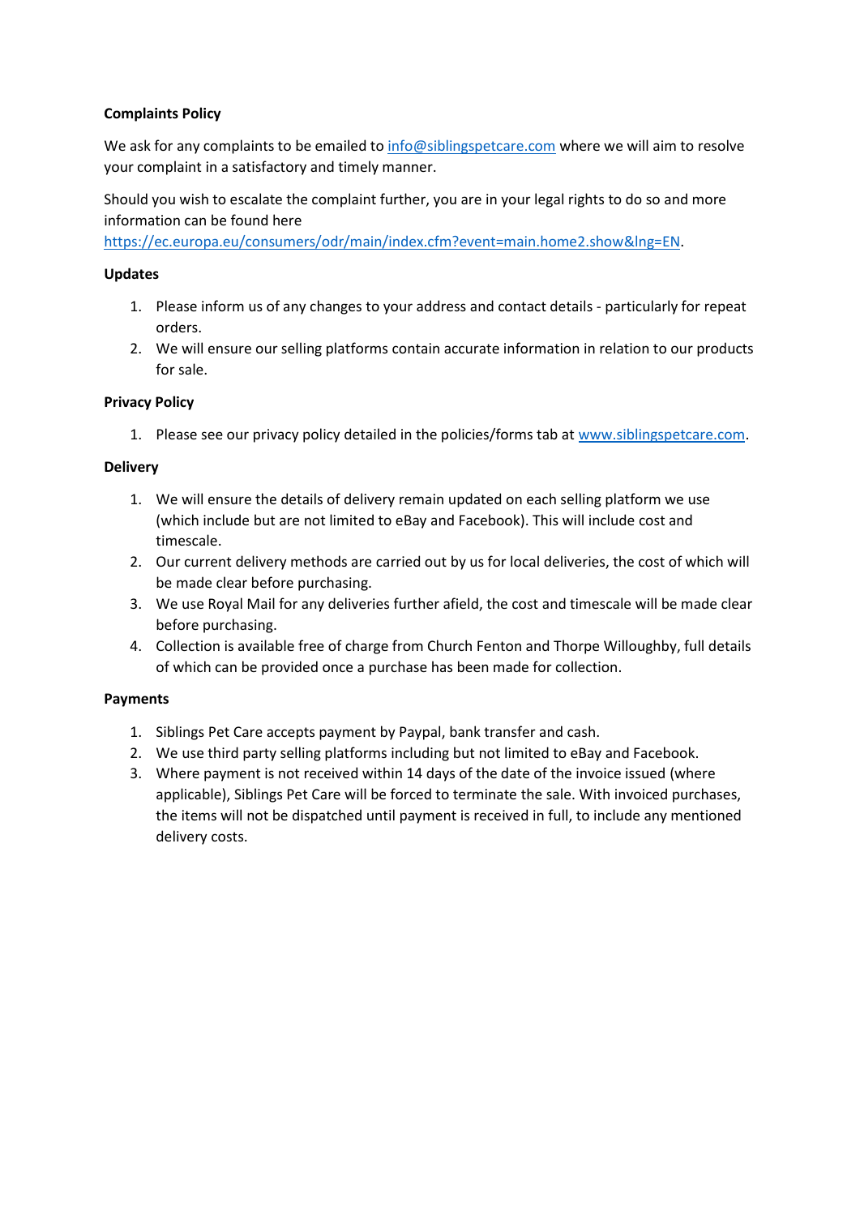**Complaints Policy**

We ask for any complaints to be emailed to info@siblingspetcare.com where we will aim to resolve your complaint in a satisfactory and timely manner.

Should you wish to escalate the complaint further, you are in your legal rights to do so and more information can be found here https://ec.europa.eu/consumers/odr/main/index.cfm?event=main.home2.show&lng=EN.

**Updates**

1. Please inform us of any changes to your address and contact details - particularly for repeat orders.
2. We will ensure our selling platforms contain accurate information in relation to our products for sale.

**Privacy Policy**

1. Please see our privacy policy detailed in the policies/forms tab at www.siblingspetcare.com.

**Delivery**

1. We will ensure the details of delivery remain updated on each selling platform we use (which include but are not limited to eBay and Facebook). This will include cost and timescale.
2. Our current delivery methods are carried out by us for local deliveries, the cost of which will be made clear before purchasing.
3. We use Royal Mail for any deliveries further afield, the cost and timescale will be made clear before purchasing.
4. Collection is available free of charge from Church Fenton and Thorpe Willoughby, full details of which can be provided once a purchase has been made for collection.

**Payments**

1. Siblings Pet Care accepts payment by Paypal, bank transfer and cash.
2. We use third party selling platforms including but not limited to eBay and Facebook.
3. Where payment is not received within 14 days of the date of the invoice issued (where applicable), Siblings Pet Care will be forced to terminate the sale. With invoiced purchases, the items will not be dispatched until payment is received in full, to include any mentioned delivery costs.